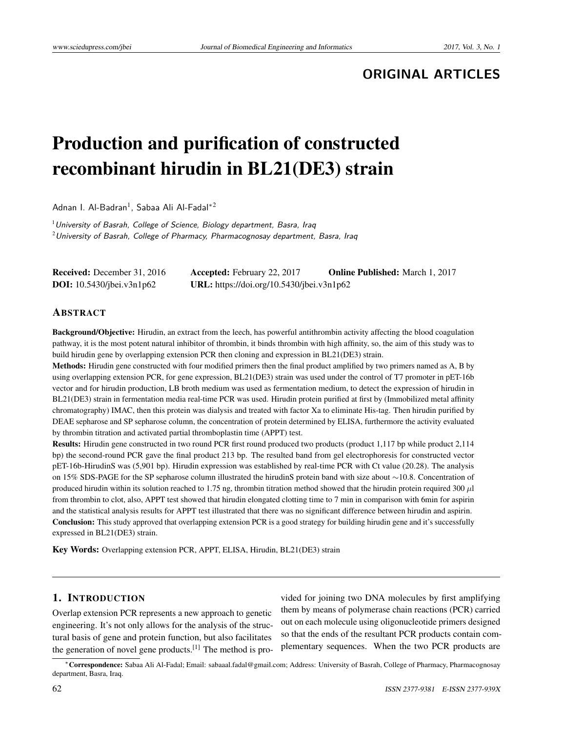## ORIGINAL ARTICLES

# Production and purification of constructed recombinant hirudin in BL21(DE3) strain

Adnan I. Al-Badran[1], Sabaa Ali Al-Fadal*[2]

[1] *University of Basrah, College of Science, Biology department, Basra, Iraq*
[2] *University of Basrah, College of Pharmacy, Pharmacognosay department, Basra, Iraq*

**Received:** December 31, 2016 **Accepted:** February 22, 2017 **Online Published:** March 1, 2017
**DOI:** 10.5430/jbei.v3n1p62 **URL:** https://doi.org/10.5430/jbei.v3n1p62

## ABSTRACT

**Background/Objective:** Hirudin, an extract from the leech, has powerful antithrombin activity affecting the blood coagulation pathway, it is the most potent natural inhibitor of thrombin, it binds thrombin with high affinity, so, the aim of this study was to build hirudin gene by overlapping extension PCR then cloning and expression in BL21(DE3) strain.

**Methods:** Hirudin gene constructed with four modified primers then the final product amplified by two primers named as A, B by using overlapping extension PCR, for gene expression, BL21(DE3) strain was used under the control of T7 promoter in pET-16b vector and for hirudin production, LB broth medium was used as fermentation medium, to detect the expression of hirudin in BL21(DE3) strain in fermentation media real-time PCR was used. Hirudin protein purified at first by (Immobilized metal affinity chromatography) IMAC, then this protein was dialysis and treated with factor Xa to eliminate His-tag. Then hirudin purified by DEAE sepharose and SP sepharose column, the concentration of protein determined by ELISA, furthermore the activity evaluated by thrombin titration and activated partial thromboplastin time (APPT) test.

**Results:** Hirudin gene constructed in two round PCR first round produced two products (product 1,117 bp while product 2,114 bp) the second-round PCR gave the final product 213 bp. The resulted band from gel electrophoresis for constructed vector pET-16b-HirudinS was (5,901 bp). Hirudin expression was established by real-time PCR with Ct value (20.28). The analysis on 15% SDS-PAGE for the SP sepharose column illustrated the hirudinS protein band with size about ∼10.8. Concentration of produced hirudin within its solution reached to 1.75 ng, thrombin titration method showed that the hirudin protein required 300 $\mu$l from thrombin to clot, also, APPT test showed that hirudin elongated clotting time to 7 min in comparison with 6min for aspirin and the statistical analysis results for APPT test illustrated that there was no significant difference between hirudin and aspirin.

**Conclusion:** This study approved that overlapping extension PCR is a good strategy for building hirudin gene and it's successfully expressed in BL21(DE3) strain.

**Key Words:** Overlapping extension PCR, APPT, ELISA, Hirudin, BL21(DE3) strain

## 1. INTRODUCTION

Overlap extension PCR represents a new approach to genetic engineering. It's not only allows for the analysis of the structural basis of gene and protein function, but also facilitates the generation of novel gene products.[1] The method is provided for joining two DNA molecules by first amplifying them by means of polymerase chain reactions (PCR) carried out on each molecule using oligonucleotide primers designed so that the ends of the resultant PCR products contain complementary sequences. When the two PCR products are

*Correspondence: Sabaa Ali Al-Fadal; Email: sabaaal.fadal@gmail.com; Address: University of Basrah, College of Pharmacy, Pharmacognosay department, Basra, Iraq.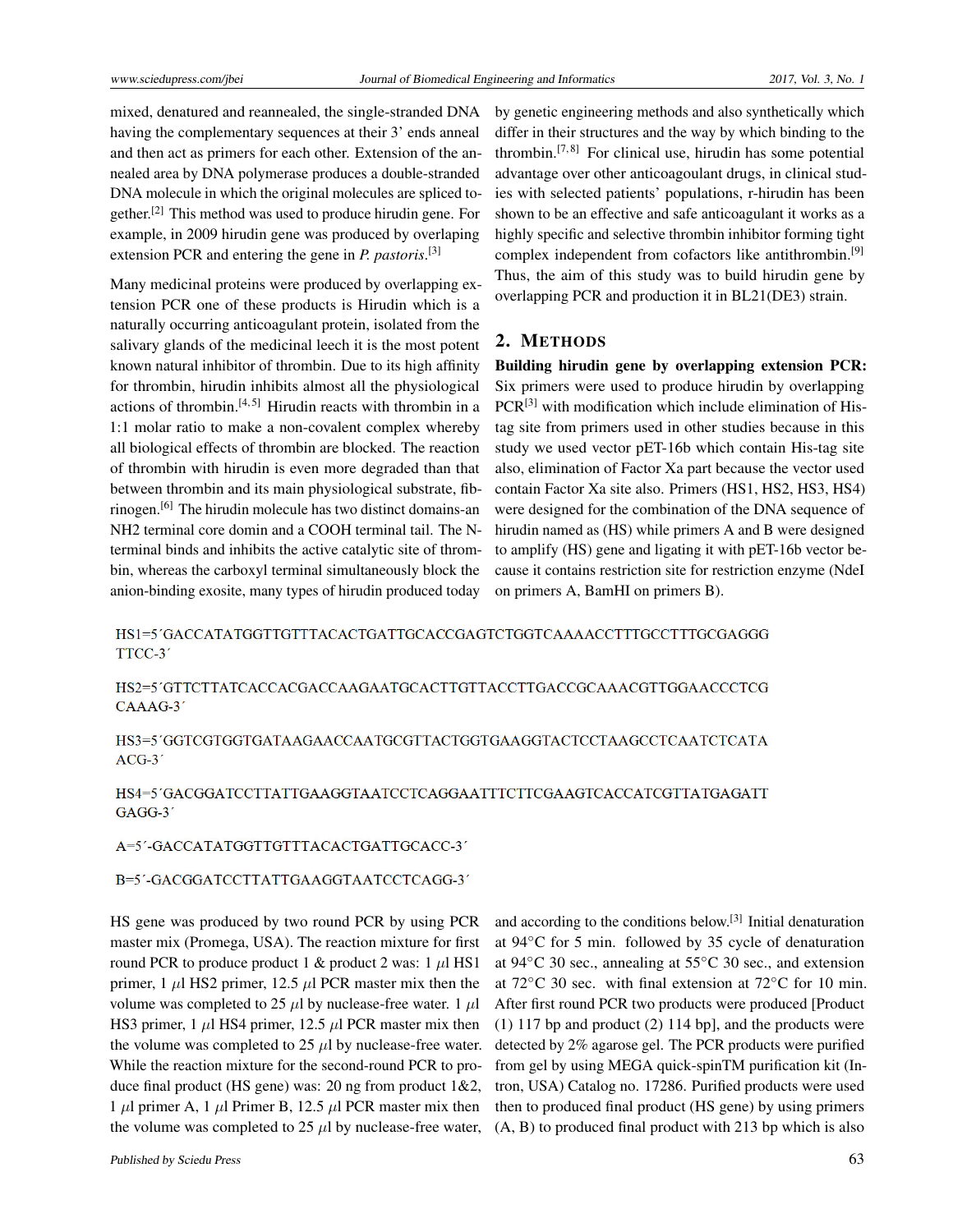mixed, denatured and reannealed, the single-stranded DNA having the complementary sequences at their 3' ends anneal and then act as primers for each other. Extension of the annealed area by DNA polymerase produces a double-stranded DNA molecule in which the original molecules are spliced together.[2] This method was used to produce hirudin gene. For example, in 2009 hirudin gene was produced by overlaping extension PCR and entering the gene in *P. pastoris*.[3]

Many medicinal proteins were produced by overlapping extension PCR one of these products is Hirudin which is a naturally occurring anticoagulant protein, isolated from the salivary glands of the medicinal leech it is the most potent known natural inhibitor of thrombin. Due to its high affinity for thrombin, hirudin inhibits almost all the physiological actions of thrombin.[4,5] Hirudin reacts with thrombin in a 1:1 molar ratio to make a non-covalent complex whereby all biological effects of thrombin are blocked. The reaction of thrombin with hirudin is even more degraded than that between thrombin and its main physiological substrate, fibrinogen.[6] The hirudin molecule has two distinct domains-an NH2 terminal core domin and a COOH terminal tail. The N-terminal binds and inhibits the active catalytic site of thrombin, whereas the carboxyl terminal simultaneously block the anion-binding exosite, many types of hirudin produced today by genetic engineering methods and also synthetically which differ in their structures and the way by which binding to the thrombin.[7,8] For clinical use, hirudin has some potential advantage over other anticoagulant drugs, in clinical studies with selected patients' populations, r-hirudin has been shown to be an effective and safe anticoagulant it works as a highly specific and selective thrombin inhibitor forming tight complex independent from cofactors like antithrombin.[9] Thus, the aim of this study was to build hirudin gene by overlapping PCR and production it in BL21(DE3) strain.

## 2. Methods

**Building hirudin gene by overlapping extension PCR:** Six primers were used to produce hirudin by overlapping PCR[3] with modification which include elimination of His-tag site from primers used in other studies because in this study we used vector pET-16b which contain His-tag site also, elimination of Factor Xa part because the vector used contain Factor Xa site also. Primers (HS1, HS2, HS3, HS4) were designed for the combination of the DNA sequence of hirudin named as (HS) while primers A and B were designed to amplify (HS) gene and ligating it with pET-16b vector because it contains restriction site for restriction enzyme (NdeI on primers A, BamHI on primers B).

HS1=5´GACCATATGGTTGTTTACACTGATTGCACCGAGTCTGGTCAAAACCTTTGCCTTTGCGAGGGTTCC-3´

HS2=5´GTTCTTATCACCACGACCAAGAATGCACTTGTTACCTTGACCGCAAACGTTGGAACCCTCGCAAAG-3´

HS3=5´GGTCGTGGTGATAAGAACCAATGCGTTACTGGTGAAGGTACTCCTAAGCCTCAATCTCATAACG-3´

HS4=5´GACGGATCCTTATTGAAGGTAATCCTCAGGAATTTCTTCGAAGTCACCATCGTTATGAGATTGAGG-3´

A=5´-GACCATATGGTTGTTTACACTGATTGCACC-3´

B=5´-GACGGATCCTTATTGAAGGTAATCCTCAGG-3´

HS gene was produced by two round PCR by using PCR master mix (Promega, USA). The reaction mixture for first round PCR to produce product 1 & product 2 was: 1 $\mu$l HS1 primer, 1 $\mu$l HS2 primer, 12.5 $\mu$l PCR master mix then the volume was completed to 25 $\mu$l by nuclease-free water. 1 $\mu$l HS3 primer, 1 $\mu$l HS4 primer, 12.5 $\mu$l PCR master mix then the volume was completed to 25 $\mu$l by nuclease-free water. While the reaction mixture for the second-round PCR to produce final product (HS gene) was: 20 ng from product 1&2, 1 $\mu$l primer A, 1 $\mu$l Primer B, 12.5 $\mu$l PCR master mix then the volume was completed to 25 $\mu$l by nuclease-free water, and according to the conditions below.[3] Initial denaturation at 94°C for 5 min. followed by 35 cycle of denaturation at 94°C 30 sec., annealing at 55°C 30 sec., and extension at 72°C 30 sec. with final extension at 72°C for 10 min. After first round PCR two products were produced [Product (1) 117 bp and product (2) 114 bp], and the products were detected by 2% agarose gel. The PCR products were purified from gel by using MEGA quick-spinTM purification kit (Intron, USA) Catalog no. 17286. Purified products were used then to produced final product (HS gene) by using primers (A, B) to produced final product with 213 bp which is also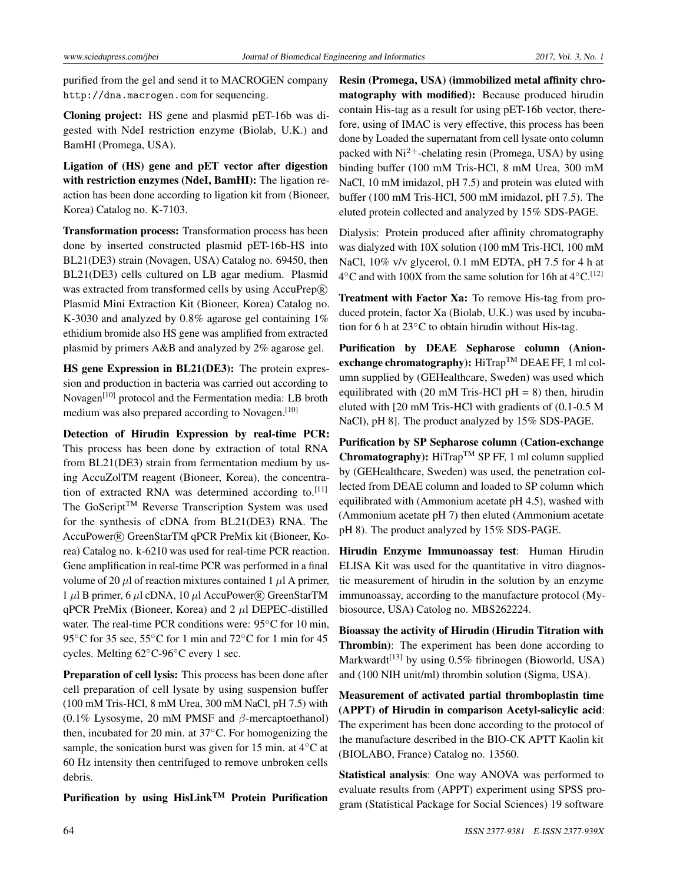purified from the gel and send it to MACROGEN company http://dna.macrogen.com for sequencing.

**Cloning project:** HS gene and plasmid pET-16b was digested with NdeI restriction enzyme (Biolab, U.K.) and BamHI (Promega, USA).

**Ligation of (HS) gene and pET vector after digestion with restriction enzymes (NdeI, BamHI):** The ligation reaction has been done according to ligation kit from (Bioneer, Korea) Catalog no. K-7103.

**Transformation process:** Transformation process has been done by inserted constructed plasmid pET-16b-HS into BL21(DE3) strain (Novagen, USA) Catalog no. 69450, then BL21(DE3) cells cultured on LB agar medium. Plasmid was extracted from transformed cells by using AccuPrep® Plasmid Mini Extraction Kit (Bioneer, Korea) Catalog no. K-3030 and analyzed by 0.8% agarose gel containing 1% ethidium bromide also HS gene was amplified from extracted plasmid by primers A&B and analyzed by 2% agarose gel.

**HS gene Expression in BL21(DE3):** The protein expression and production in bacteria was carried out according to Novagen[10] protocol and the Fermentation media: LB broth medium was also prepared according to Novagen.[10]

**Detection of Hirudin Expression by real-time PCR:** This process has been done by extraction of total RNA from BL21(DE3) strain from fermentation medium by using AccuZolTM reagent (Bioneer, Korea), the concentration of extracted RNA was determined according to.[11] The GoScript™ Reverse Transcription System was used for the synthesis of cDNA from BL21(DE3) RNA. The AccuPower® GreenStarTM qPCR PreMix kit (Bioneer, Korea) Catalog no. k-6210 was used for real-time PCR reaction. Gene amplification in real-time PCR was performed in a final volume of 20 $\mu$l of reaction mixtures contained 1 $\mu$l A primer, 1 $\mu$l B primer, 6 $\mu$l cDNA, 10 $\mu$l AccuPower® GreenStarTM qPCR PreMix (Bioneer, Korea) and 2 $\mu$l DEPEC-distilled water. The real-time PCR conditions were: 95°C for 10 min, 95°C for 35 sec, 55°C for 1 min and 72°C for 1 min for 45 cycles. Melting 62°C-96°C every 1 sec.

**Preparation of cell lysis:** This process has been done after cell preparation of cell lysate by using suspension buffer (100 mM Tris-HCl, 8 mM Urea, 300 mM NaCl, pH 7.5) with (0.1% Lysosyme, 20 mM PMSF and $\beta$-mercaptoethanol) then, incubated for 20 min. at 37°C. For homogenizing the sample, the sonication burst was given for 15 min. at 4°C at 60 Hz intensity then centrifuged to remove unbroken cells debris.

**Purification by using HisLink™ Protein Purification Resin (Promega, USA) (immobilized metal affinity chromatography with modified):** Because produced hirudin contain His-tag as a result for using pET-16b vector, therefore, using of IMAC is very effective, this process has been done by Loaded the supernatant from cell lysate onto column packed with $Ni^{2+}$-chelating resin (Promega, USA) by using binding buffer (100 mM Tris-HCl, 8 mM Urea, 300 mM NaCl, 10 mM imidazol, pH 7.5) and protein was eluted with buffer (100 mM Tris-HCl, 500 mM imidazol, pH 7.5). The eluted protein collected and analyzed by 15% SDS-PAGE.

Dialysis: Protein produced after affinity chromatography was dialyzed with 10X solution (100 mM Tris-HCl, 100 mM NaCl, 10% v/v glycerol, 0.1 mM EDTA, pH 7.5 for 4 h at 4°C and with 100X from the same solution for 16h at 4°C.[12]

**Treatment with Factor Xa:** To remove His-tag from produced protein, factor Xa (Biolab, U.K.) was used by incubation for 6 h at 23°C to obtain hirudin without His-tag.

**Purification by DEAE Sepharose column (Anion-exchange chromatography):** HiTrap™ DEAE FF, 1 ml column supplied by (GEHealthcare, Sweden) was used which equilibrated with (20 mM Tris-HCl pH = 8) then, hirudin eluted with [20 mM Tris-HCl with gradients of (0.1-0.5 M NaCl), pH 8]. The product analyzed by 15% SDS-PAGE.

**Purification by SP Sepharose column (Cation-exchange Chromatography):** HiTrap™ SP FF, 1 ml column supplied by (GEHealthcare, Sweden) was used, the penetration collected from DEAE column and loaded to SP column which equilibrated with (Ammonium acetate pH 4.5), washed with (Ammonium acetate pH 7) then eluted (Ammonium acetate pH 8). The product analyzed by 15% SDS-PAGE.

**Hirudin Enzyme Immunoassay test**: Human Hirudin ELISA Kit was used for the quantitative in vitro diagnostic measurement of hirudin in the solution by an enzyme immunoassay, according to the manufacture protocol (Mybiosource, USA) Catolog no. MBS262224.

**Bioassay the activity of Hirudin (Hirudin Titration with Thrombin)**: The experiment has been done according to Markwardt[13] by using 0.5% fibrinogen (Bioworld, USA) and (100 NIH unit/ml) thrombin solution (Sigma, USA).

**Measurement of activated partial thromboplastin time (APPT) of Hirudin in comparison Acetyl-salicylic acid**: The experiment has been done according to the protocol of the manufacture described in the BIO-CK APTT Kaolin kit (BIOLABO, France) Catalog no. 13560.

**Statistical analysis**: One way ANOVA was performed to evaluate results from (APPT) experiment using SPSS program (Statistical Package for Social Sciences) 19 software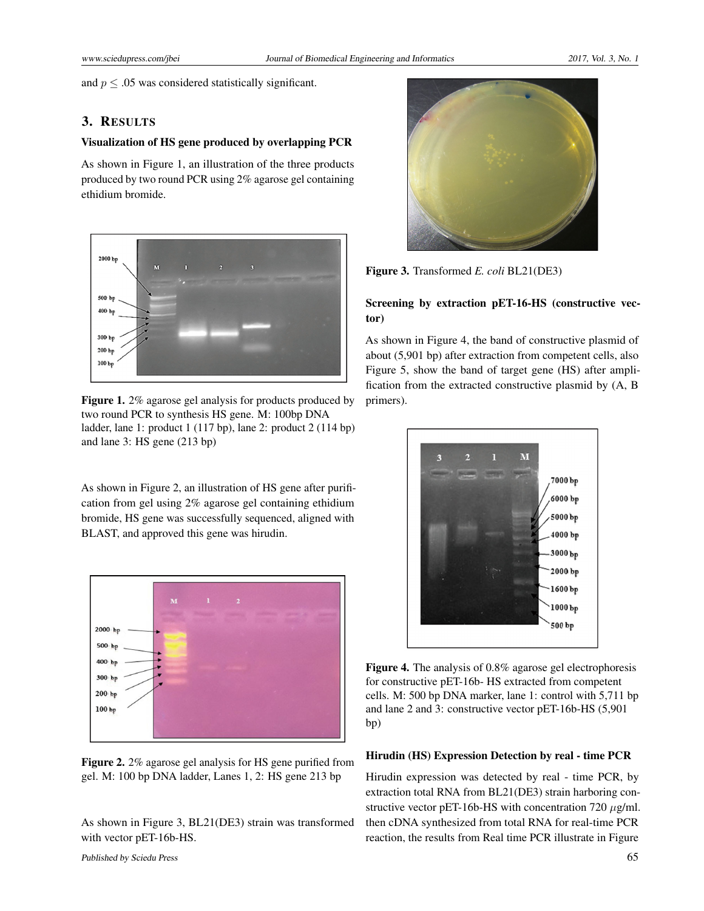and $p \leq .05$ was considered statistically significant.

## 3. RESULTS

### Visualization of HS gene produced by overlapping PCR

As shown in Figure 1, an illustration of the three products produced by two round PCR using 2% agarose gel containing ethidium bromide.

**Figure 1.** 2% agarose gel analysis for products produced by two round PCR to synthesis HS gene. M: 100bp DNA ladder, lane 1: product 1 (117 bp), lane 2: product 2 (114 bp) and lane 3: HS gene (213 bp)

As shown in Figure 2, an illustration of HS gene after purification from gel using 2% agarose gel containing ethidium bromide, HS gene was successfully sequenced, aligned with BLAST, and approved this gene was hirudin.

**Figure 2.** 2% agarose gel analysis for HS gene purified from gel. M: 100 bp DNA ladder, Lanes 1, 2: HS gene 213 bp

As shown in Figure 3, BL21(DE3) strain was transformed with vector pET-16b-HS.

**Figure 3.** Transformed *E. coli* BL21(DE3)

### Screening by extraction pET-16-HS (constructive vector)

As shown in Figure 4, the band of constructive plasmid of about (5,901 bp) after extraction from competent cells, also Figure 5, show the band of target gene (HS) after amplification from the extracted constructive plasmid by (A, B primers).

**Figure 4.** The analysis of 0.8% agarose gel electrophoresis for constructive pET-16b- HS extracted from competent cells. M: 500 bp DNA marker, lane 1: control with 5,711 bp and lane 2 and 3: constructive vector pET-16b-HS (5,901 bp)

### Hirudin (HS) Expression Detection by real - time PCR

Hirudin expression was detected by real - time PCR, by extraction total RNA from BL21(DE3) strain harboring constructive vector pET-16b-HS with concentration 720 $\mu$g/ml. then cDNA synthesized from total RNA for real-time PCR reaction, the results from Real time PCR illustrate in Figure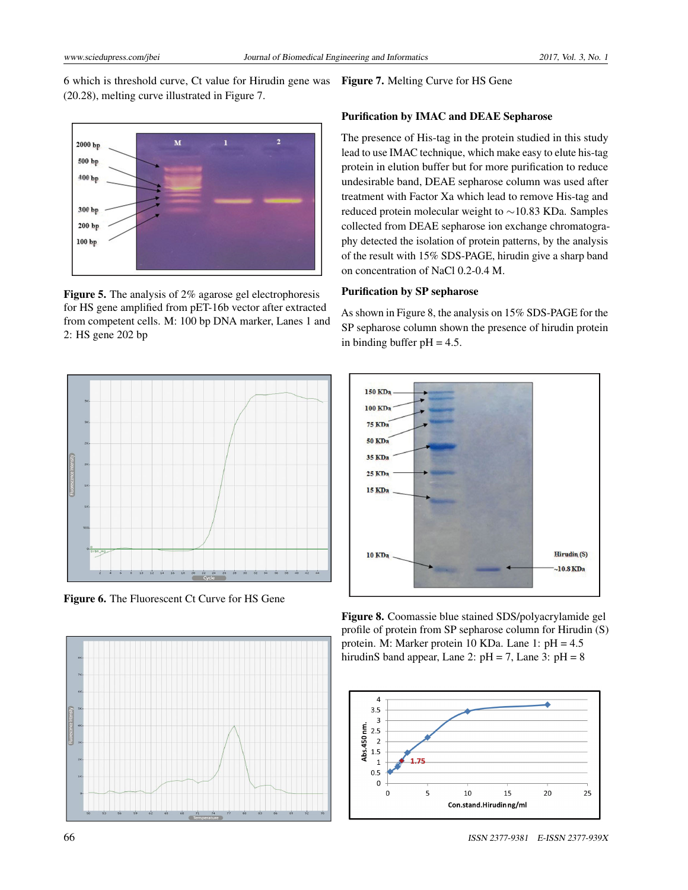6 which is threshold curve, Ct value for Hirudin gene was (20.28), melting curve illustrated in Figure 7.

2000 bp
500 bp
400 bp
300 bp
200 bp
100 bp
M
1
2

**Figure 5.** The analysis of 2% agarose gel electrophoresis for HS gene amplified from pET-16b vector after extracted from competent cells. M: 100 bp DNA marker, Lanes 1 and 2: HS gene 202 bp

**Figure 6.** The Fluorescent Ct Curve for HS Gene

**Figure 7.** Melting Curve for HS Gene

### Purification by IMAC and DEAE Sepharose

The presence of His-tag in the protein studied in this study lead to use IMAC technique, which make easy to elute his-tag protein in elution buffer but for more purification to reduce undesirable band, DEAE sepharose column was used after treatment with Factor Xa which lead to remove His-tag and reduced protein molecular weight to ∼10.83 KDa. Samples collected from DEAE sepharose ion exchange chromatography detected the isolation of protein patterns, by the analysis of the result with 15% SDS-PAGE, hirudin give a sharp band on concentration of NaCl 0.2-0.4 M.

### Purification by SP sepharose

As shown in Figure 8, the analysis on 15% SDS-PAGE for the SP sepharose column shown the presence of hirudin protein in binding buffer pH = 4.5.

150 KDa
100 KDa
75 KDa
50 KDa
35 KDa
25 KDa
15 KDa
10 KDa
Hirudin (S)
~10.8 KDa

**Figure 8.** Coomassie blue stained SDS/polyacrylamide gel profile of protein from SP sepharose column for Hirudin (S) protein. M: Marker protein 10 KDa. Lane 1: pH = 4.5 hirudinS band appear, Lane 2: pH = 7, Lane 3: pH = 8

Abs.450 nm.
Con.stand.Hirudin ng/ml
1.75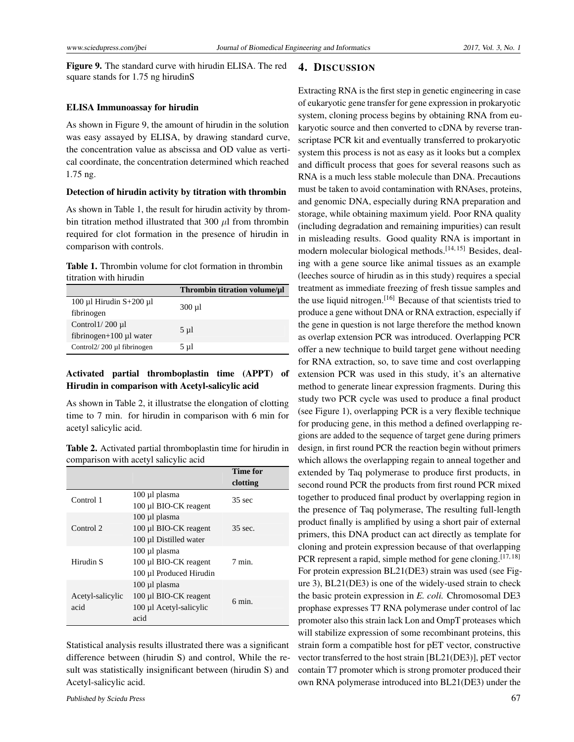**Figure 9.** The standard curve with hirudin ELISA. The red square stands for 1.75 ng hirudinS

**ELISA Immunoassay for hirudin**

As shown in Figure 9, the amount of hirudin in the solution was easy assayed by ELISA, by drawing standard curve, the concentration value as abscissa and OD value as vertical coordinate, the concentration determined which reached 1.75 ng.

**Detection of hirudin activity by titration with thrombin**

As shown in Table 1, the result for hirudin activity by thrombin titration method illustrated that 300 $\mu$l from thrombin required for clot formation in the presence of hirudin in comparison with controls.

**Table 1.** Thrombin volume for clot formation in thrombin titration with hirudin

| | Thrombin titration volume/µl |
| --- | --- |
| 100 µl Hirudin S+200 µl fibrinogen | 300 µl |
| Control1/ 200 µl fibrinogen+100 µl water | 5 µl |
| Control2/ 200 µl fibrinogen | 5 µl |

**Activated partial thromboplastin time (APPT) of Hirudin in comparison with Acetyl-salicylic acid**

As shown in Table 2, it illustratse the elongation of clotting time to 7 min. for hirudin in comparison with 6 min for acetyl salicylic acid.

**Table 2.** Activated partial thromboplastin time for hirudin in comparison with acetyl salicylic acid

| | | Time for clotting |
| --- | --- | --- |
| Control 1 | 100 µl plasma<br>100 µl BIO-CK reagent | 35 sec |
| Control 2 | 100 µl plasma<br>100 µl BIO-CK reagent<br>100 µl Distilled water | 35 sec. |
| Hirudin S | 100 µl plasma<br>100 µl BIO-CK reagent<br>100 µl Produced Hirudin | 7 min. |
| Acetyl-salicylic acid | 100 µl plasma<br>100 µl BIO-CK reagent<br>100 µl Acetyl-salicylic acid | 6 min. |

Statistical analysis results illustrated there was a significant difference between (hirudin S) and control, While the result was statistically insignificant between (hirudin S) and Acetyl-salicylic acid.

## 4. DISCUSSION

Extracting RNA is the first step in genetic engineering in case of eukaryotic gene transfer for gene expression in prokaryotic system, cloning process begins by obtaining RNA from eukaryotic source and then converted to cDNA by reverse transcriptase PCR kit and eventually transferred to prokaryotic system this process is not as easy as it looks but a complex and difficult process that goes for several reasons such as RNA is a much less stable molecule than DNA. Precautions must be taken to avoid contamination with RNAses, proteins, and genomic DNA, especially during RNA preparation and storage, while obtaining maximum yield. Poor RNA quality (including degradation and remaining impurities) can result in misleading results. Good quality RNA is important in modern molecular biological methods.[14, 15] Besides, dealing with a gene source like animal tissues as an example (leeches source of hirudin as in this study) requires a special treatment as immediate freezing of fresh tissue samples and the use liquid nitrogen.[16] Because of that scientists tried to produce a gene without DNA or RNA extraction, especially if the gene in question is not large therefore the method known as overlap extension PCR was introduced. Overlapping PCR offer a new technique to build target gene without needing for RNA extraction, so, to save time and cost overlapping extension PCR was used in this study, it's an alternative method to generate linear expression fragments. During this study two PCR cycle was used to produce a final product (see Figure 1), overlapping PCR is a very flexible technique for producing gene, in this method a defined overlapping regions are added to the sequence of target gene during primers design, in first round PCR the reaction begin without primers which allows the overlapping regain to anneal together and extended by Taq polymerase to produce first products, in second round PCR the products from first round PCR mixed together to produced final product by overlapping region in the presence of Taq polymerase, The resulting full-length product finally is amplified by using a short pair of external primers, this DNA product can act directly as template for cloning and protein expression because of that overlapping PCR represent a rapid, simple method for gene cloning.[17, 18] For protein expression BL21(DE3) strain was used (see Figure 3), BL21(DE3) is one of the widely-used strain to check the basic protein expression in *E. coli.* Chromosomal DE3 prophase expresses T7 RNA polymerase under control of lac promoter also this strain lack Lon and OmpT proteases which will stabilize expression of some recombinant proteins, this strain form a compatible host for pET vector, constructive vector transferred to the host strain [BL21(DE3)], pET vector contain T7 promoter which is strong promoter produced their own RNA polymerase introduced into BL21(DE3) under the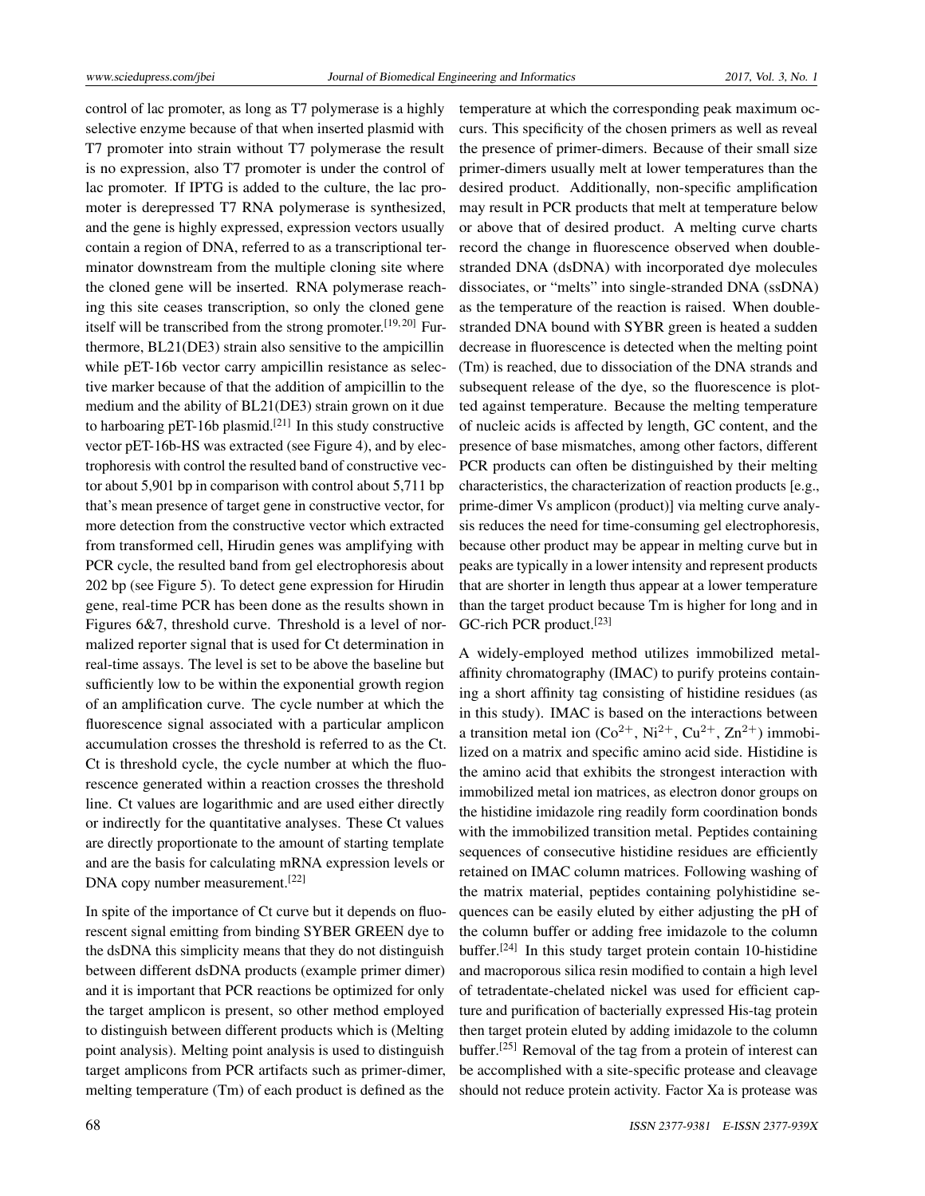control of lac promoter, as long as T7 polymerase is a highly selective enzyme because of that when inserted plasmid with T7 promoter into strain without T7 polymerase the result is no expression, also T7 promoter is under the control of lac promoter. If IPTG is added to the culture, the lac promoter is derepressed T7 RNA polymerase is synthesized, and the gene is highly expressed, expression vectors usually contain a region of DNA, referred to as a transcriptional terminator downstream from the multiple cloning site where the cloned gene will be inserted. RNA polymerase reaching this site ceases transcription, so only the cloned gene itself will be transcribed from the strong promoter.[19,20] Furthermore, BL21(DE3) strain also sensitive to the ampicillin while pET-16b vector carry ampicillin resistance as selective marker because of that the addition of ampicillin to the medium and the ability of BL21(DE3) strain grown on it due to harboaring pET-16b plasmid.[21] In this study constructive vector pET-16b-HS was extracted (see Figure 4), and by electrophoresis with control the resulted band of constructive vector about 5,901 bp in comparison with control about 5,711 bp that's mean presence of target gene in constructive vector, for more detection from the constructive vector which extracted from transformed cell, Hirudin genes was amplifying with PCR cycle, the resulted band from gel electrophoresis about 202 bp (see Figure 5). To detect gene expression for Hirudin gene, real-time PCR has been done as the results shown in Figures 6&7, threshold curve. Threshold is a level of normalized reporter signal that is used for Ct determination in real-time assays. The level is set to be above the baseline but sufficiently low to be within the exponential growth region of an amplification curve. The cycle number at which the fluorescence signal associated with a particular amplicon accumulation crosses the threshold is referred to as the Ct. Ct is threshold cycle, the cycle number at which the fluorescence generated within a reaction crosses the threshold line. Ct values are logarithmic and are used either directly or indirectly for the quantitative analyses. These Ct values are directly proportionate to the amount of starting template and are the basis for calculating mRNA expression levels or DNA copy number measurement.[22]

In spite of the importance of Ct curve but it depends on fluorescent signal emitting from binding SYBER GREEN dye to the dsDNA this simplicity means that they do not distinguish between different dsDNA products (example primer dimer) and it is important that PCR reactions be optimized for only the target amplicon is present, so other method employed to distinguish between different products which is (Melting point analysis). Melting point analysis is used to distinguish target amplicons from PCR artifacts such as primer-dimer, melting temperature (Tm) of each product is defined as the temperature at which the corresponding peak maximum occurs. This specificity of the chosen primers as well as reveal the presence of primer-dimers. Because of their small size primer-dimers usually melt at lower temperatures than the desired product. Additionally, non-specific amplification may result in PCR products that melt at temperature below or above that of desired product. A melting curve charts record the change in fluorescence observed when double-stranded DNA (dsDNA) with incorporated dye molecules dissociates, or "melts" into single-stranded DNA (ssDNA) as the temperature of the reaction is raised. When double-stranded DNA bound with SYBR green is heated a sudden decrease in fluorescence is detected when the melting point (Tm) is reached, due to dissociation of the DNA strands and subsequent release of the dye, so the fluorescence is plotted against temperature. Because the melting temperature of nucleic acids is affected by length, GC content, and the presence of base mismatches, among other factors, different PCR products can often be distinguished by their melting characteristics, the characterization of reaction products [e.g., prime-dimer Vs amplicon (product)] via melting curve analysis reduces the need for time-consuming gel electrophoresis, because other product may be appear in melting curve but in peaks are typically in a lower intensity and represent products that are shorter in length thus appear at a lower temperature than the target product because Tm is higher for long and in GC-rich PCR product.[23]

A widely-employed method utilizes immobilized metal-affinity chromatography (IMAC) to purify proteins containing a short affinity tag consisting of histidine residues (as in this study). IMAC is based on the interactions between a transition metal ion ($Co^{2+}$, $Ni^{2+}$, $Cu^{2+}$, $Zn^{2+}$) immobilized on a matrix and specific amino acid side. Histidine is the amino acid that exhibits the strongest interaction with immobilized metal ion matrices, as electron donor groups on the histidine imidazole ring readily form coordination bonds with the immobilized transition metal. Peptides containing sequences of consecutive histidine residues are efficiently retained on IMAC column matrices. Following washing of the matrix material, peptides containing polyhistidine sequences can be easily eluted by either adjusting the pH of the column buffer or adding free imidazole to the column buffer.[24] In this study target protein contain 10-histidine and macroporous silica resin modified to contain a high level of tetradentate-chelated nickel was used for efficient capture and purification of bacterially expressed His-tag protein then target protein eluted by adding imidazole to the column buffer.[25] Removal of the tag from a protein of interest can be accomplished with a site-specific protease and cleavage should not reduce protein activity. Factor Xa is protease was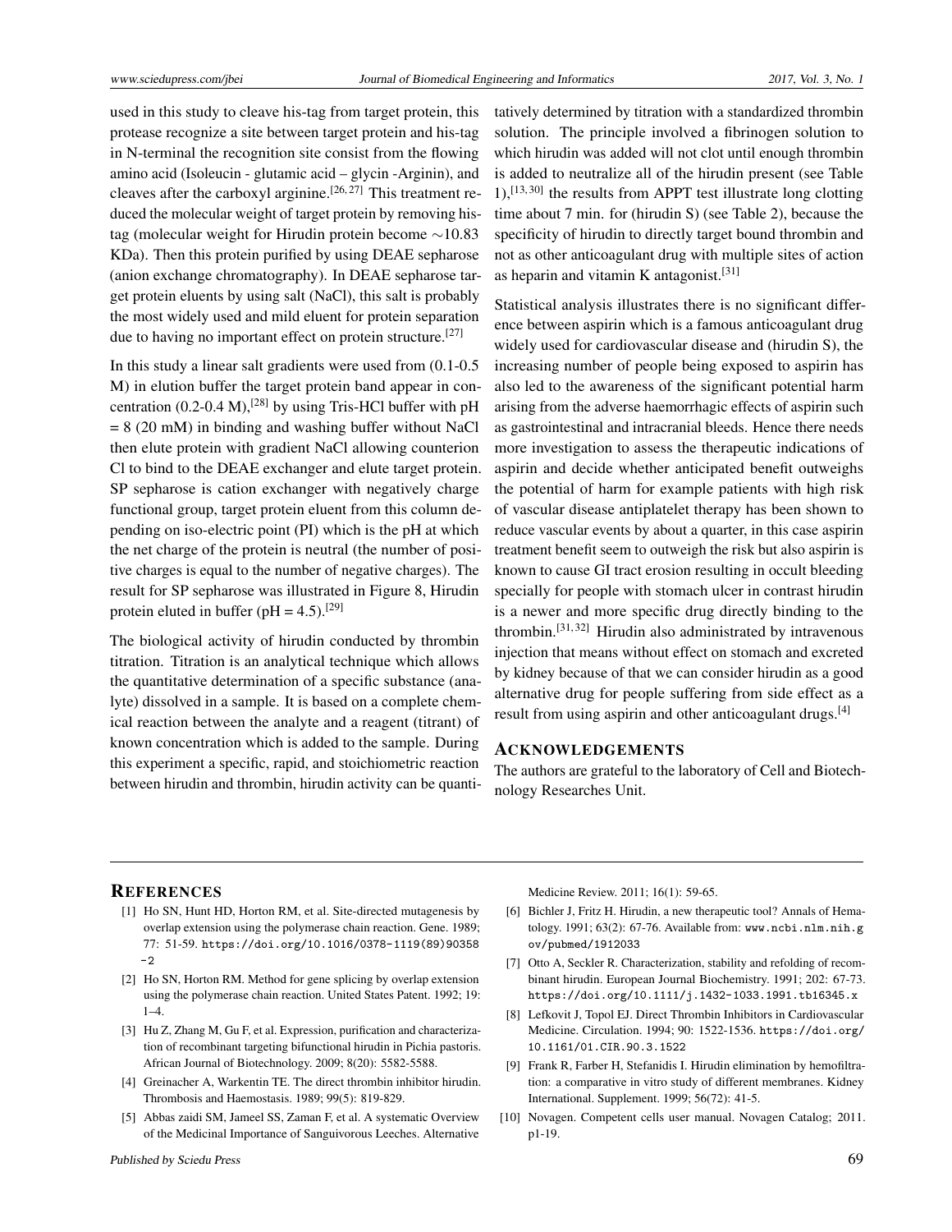used in this study to cleave his-tag from target protein, this protease recognize a site between target protein and his-tag in N-terminal the recognition site consist from the flowing amino acid (Isoleucin - glutamic acid – glycin -Arginin), and cleaves after the carboxyl arginine.[26,27] This treatment reduced the molecular weight of target protein by removing his-tag (molecular weight for Hirudin protein become ∼10.83 KDa). Then this protein purified by using DEAE sepharose (anion exchange chromatography). In DEAE sepharose target protein eluents by using salt (NaCl), this salt is probably the most widely used and mild eluent for protein separation due to having no important effect on protein structure.[27]

In this study a linear salt gradients were used from (0.1-0.5 M) in elution buffer the target protein band appear in concentration (0.2-0.4 M),[28] by using Tris-HCl buffer with pH = 8 (20 mM) in binding and washing buffer without NaCl then elute protein with gradient NaCl allowing counterion Cl to bind to the DEAE exchanger and elute target protein. SP sepharose is cation exchanger with negatively charge functional group, target protein eluent from this column depending on iso-electric point (PI) which is the pH at which the net charge of the protein is neutral (the number of positive charges is equal to the number of negative charges). The result for SP sepharose was illustrated in Figure 8, Hirudin protein eluted in buffer (pH = 4.5).[29]

The biological activity of hirudin conducted by thrombin titration. Titration is an analytical technique which allows the quantitative determination of a specific substance (analyte) dissolved in a sample. It is based on a complete chemical reaction between the analyte and a reagent (titrant) of known concentration which is added to the sample. During this experiment a specific, rapid, and stoichiometric reaction between hirudin and thrombin, hirudin activity can be quantitatively determined by titration with a standardized thrombin solution. The principle involved a fibrinogen solution to which hirudin was added will not clot until enough thrombin is added to neutralize all of the hirudin present (see Table 1),[13,30] the results from APPT test illustrate long clotting time about 7 min. for (hirudin S) (see Table 2), because the specificity of hirudin to directly target bound thrombin and not as other anticoagulant drug with multiple sites of action as heparin and vitamin K antagonist.[31]

Statistical analysis illustrates there is no significant difference between aspirin which is a famous anticoagulant drug widely used for cardiovascular disease and (hirudin S), the increasing number of people being exposed to aspirin has also led to the awareness of the significant potential harm arising from the adverse haemorrhagic effects of aspirin such as gastrointestinal and intracranial bleeds. Hence there needs more investigation to assess the therapeutic indications of aspirin and decide whether anticipated benefit outweighs the potential of harm for example patients with high risk of vascular disease antiplatelet therapy has been shown to reduce vascular events by about a quarter, in this case aspirin treatment benefit seem to outweigh the risk but also aspirin is known to cause GI tract erosion resulting in occult bleeding specially for people with stomach ulcer in contrast hirudin is a newer and more specific drug directly binding to the thrombin.[31,32] Hirudin also administrated by intravenous injection that means without effect on stomach and excreted by kidney because of that we can consider hirudin as a good alternative drug for people suffering from side effect as a result from using aspirin and other anticoagulant drugs.[4]

## ACKNOWLEDGEMENTS

The authors are grateful to the laboratory of Cell and Biotechnology Researches Unit.

## REFERENCES

[1] Ho SN, Hunt HD, Horton RM, et al. Site-directed mutagenesis by overlap extension using the polymerase chain reaction. Gene. 1989; 77: 51-59. https://doi.org/10.1016/0378-1119(89)90358-2

[2] Ho SN, Horton RM. Method for gene splicing by overlap extension using the polymerase chain reaction. United States Patent. 1992; 19: 1–4.

[3] Hu Z, Zhang M, Gu F, et al. Expression, purification and characterization of recombinant targeting bifunctional hirudin in Pichia pastoris. African Journal of Biotechnology. 2009; 8(20): 5582-5588.

[4] Greinacher A, Warkentin TE. The direct thrombin inhibitor hirudin. Thrombosis and Haemostasis. 1989; 99(5): 819-829.

[5] Abbas zaidi SM, Jameel SS, Zaman F, et al. A systematic Overview of the Medicinal Importance of Sanguivorous Leeches. Alternative Medicine Review. 2011; 16(1): 59-65.

[6] Bichler J, Fritz H. Hirudin, a new therapeutic tool? Annals of Hematology. 1991; 63(2): 67-76. Available from: www.ncbi.nlm.nih.gov/pubmed/1912033

[7] Otto A, Seckler R. Characterization, stability and refolding of recombinant hirudin. European Journal Biochemistry. 1991; 202: 67-73. https://doi.org/10.1111/j.1432-1033.1991.tb16345.x

[8] Lefkovit J, Topol EJ. Direct Thrombin Inhibitors in Cardiovascular Medicine. Circulation. 1994; 90: 1522-1536. https://doi.org/10.1161/01.CIR.90.3.1522

[9] Frank R, Farber H, Stefanidis I. Hirudin elimination by hemofiltration: a comparative in vitro study of different membranes. Kidney International. Supplement. 1999; 56(72): 41-5.

[10] Novagen. Competent cells user manual. Novagen Catalog; 2011. p1-19.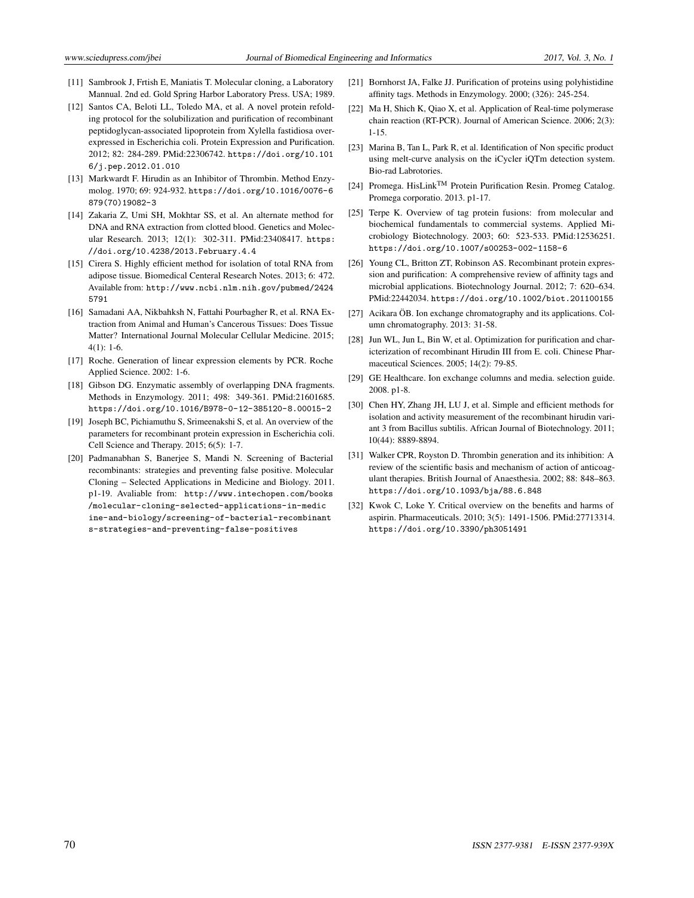[11] Sambrook J, Frtish E, Maniatis T. Molecular cloning, a Laboratory Mannual. 2nd ed. Gold Spring Harbor Laboratory Press. USA; 1989.

[12] Santos CA, Beloti LL, Toledo MA, et al. A novel protein refolding protocol for the solubilization and purification of recombinant peptidoglycan-associated lipoprotein from Xylella fastidiosa overexpressed in Escherichia coli. Protein Expression and Purification. 2012; 82: 284-289. PMid:22306742. https://doi.org/10.1016/j.pep.2012.01.010

[13] Markwardt F. Hirudin as an Inhibitor of Thrombin. Method Enzymolog. 1970; 69: 924-932. https://doi.org/10.1016/0076-6879(70)19082-3

[14] Zakaria Z, Umi SH, Mokhtar SS, et al. An alternate method for DNA and RNA extraction from clotted blood. Genetics and Molecular Research. 2013; 12(1): 302-311. PMid:23408417. https://doi.org/10.4238/2013.February.4.4

[15] Cirera S. Highly efficient method for isolation of total RNA from adipose tissue. Biomedical Centeral Research Notes. 2013; 6: 472. Available from: http://www.ncbi.nlm.nih.gov/pubmed/24245791

[16] Samadani AA, Nikbahksh N, Fattahi Pourbagher R, et al. RNA Extraction from Animal and Human's Cancerous Tissues: Does Tissue Matter? International Journal Molecular Cellular Medicine. 2015; 4(1): 1-6.

[17] Roche. Generation of linear expression elements by PCR. Roche Applied Science. 2002: 1-6.

[18] Gibson DG. Enzymatic assembly of overlapping DNA fragments. Methods in Enzymology. 2011; 498: 349-361. PMid:21601685. https://doi.org/10.1016/B978-0-12-385120-8.00015-2

[19] Joseph BC, Pichiamuthu S, Srimeenakshi S, et al. An overview of the parameters for recombinant protein expression in Escherichia coli. Cell Science and Therapy. 2015; 6(5): 1-7.

[20] Padmanabhan S, Banerjee S, Mandi N. Screening of Bacterial recombinants: strategies and preventing false positive. Molecular Cloning – Selected Applications in Medicine and Biology. 2011. p1-19. Avaliable from: http://www.intechopen.com/books/molecular-cloning-selected-applications-in-medicine-and-biology/screening-of-bacterial-recombinants-strategies-and-preventing-false-positives

[21] Bornhorst JA, Falke JJ. Purification of proteins using polyhistidine affinity tags. Methods in Enzymology. 2000; (326): 245-254.

[22] Ma H, Shich K, Qiao X, et al. Application of Real-time polymerase chain reaction (RT-PCR). Journal of American Science. 2006; 2(3): 1-15.

[23] Marina B, Tan L, Park R, et al. Identification of Non specific product using melt-curve analysis on the iCycler iQTm detection system. Bio-rad Labrotories.

[24] Promega. HisLink™ Protein Purification Resin. Promeg Catalog. Promega corporatio. 2013. p1-17.

[25] Terpe K. Overview of tag protein fusions: from molecular and biochemical fundamentals to commercial systems. Applied Microbiology Biotechnology. 2003; 60: 523-533. PMid:12536251. https://doi.org/10.1007/s00253-002-1158-6

[26] Young CL, Britton ZT, Robinson AS. Recombinant protein expression and purification: A comprehensive review of affinity tags and microbial applications. Biotechnology Journal. 2012; 7: 620–634. PMid:22442034. https://doi.org/10.1002/biot.201100155

[27] Acikara ÖB. Ion exchange chromatography and its applications. Column chromatography. 2013: 31-58.

[28] Jun WL, Jun L, Bin W, et al. Optimization for purification and charicterization of recombinant Hirudin III from E. coli. Chinese Pharmaceutical Sciences. 2005; 14(2): 79-85.

[29] GE Healthcare. Ion exchange columns and media. selection guide. 2008. p1-8.

[30] Chen HY, Zhang JH, LU J, et al. Simple and efficient methods for isolation and activity measurement of the recombinant hirudin variant 3 from Bacillus subtilis. African Journal of Biotechnology. 2011; 10(44): 8889-8894.

[31] Walker CPR, Royston D. Thrombin generation and its inhibition: A review of the scientific basis and mechanism of action of anticoagulant therapies. British Journal of Anaesthesia. 2002; 88: 848–863. https://doi.org/10.1093/bja/88.6.848

[32] Kwok C, Loke Y. Critical overview on the benefits and harms of aspirin. Pharmaceuticals. 2010; 3(5): 1491-1506. PMid:27713314. https://doi.org/10.3390/ph3051491